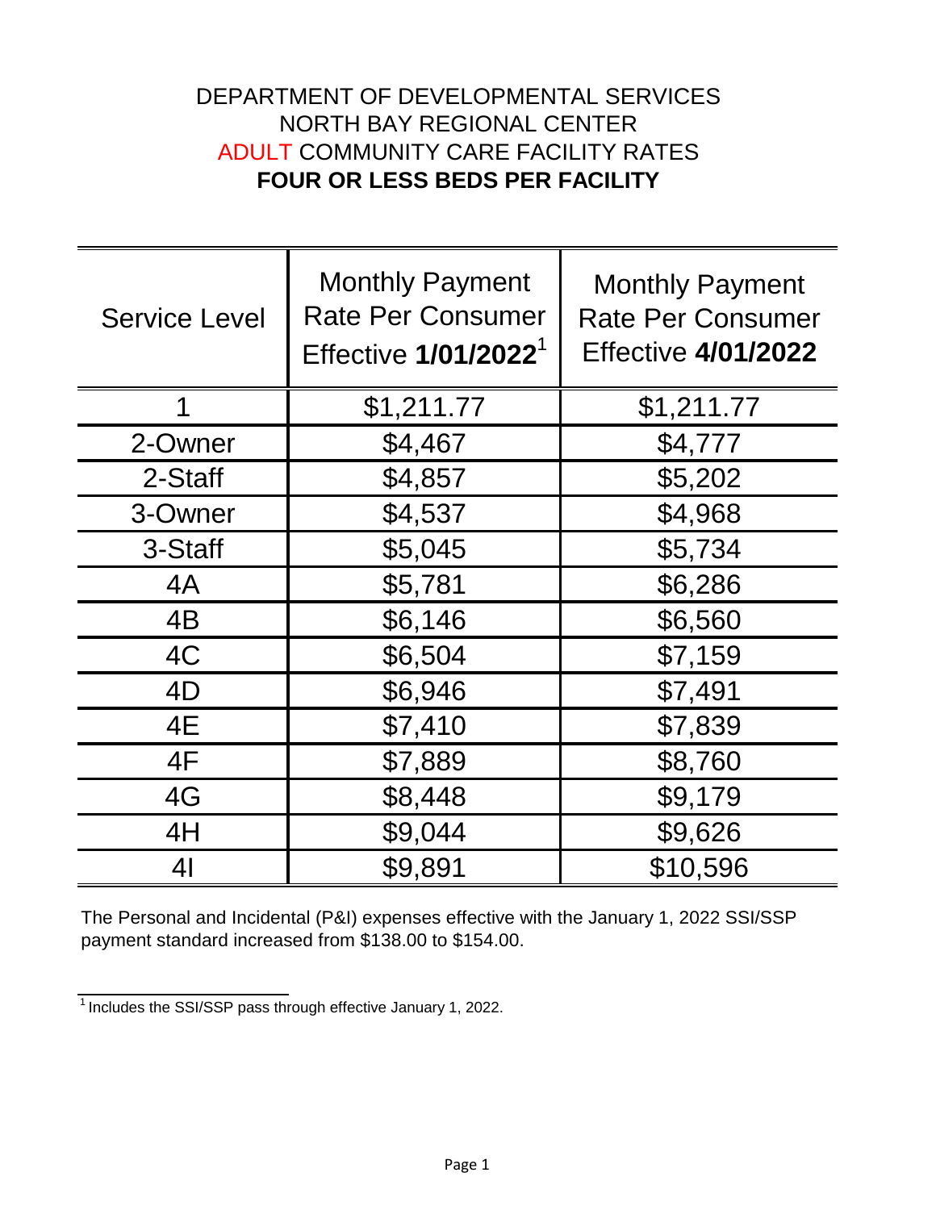# DEPARTMENT OF DEVELOPMENTAL SERVICES
# NORTH BAY REGIONAL CENTER
# ADULT COMMUNITY CARE FACILITY RATES
# **FOUR OR LESS BEDS PER FACILITY**

| Service Level | Monthly Payment Rate Per Consumer Effective **1/01/2022**[1] | Monthly Payment Rate Per Consumer Effective **4/01/2022** |
|---|---|---|
| 1 | $1,211.77 | $1,211.77 |
| 2-Owner | $4,467 | $4,777 |
| 2-Staff | $4,857 | $5,202 |
| 3-Owner | $4,537 | $4,968 |
| 3-Staff | $5,045 | $5,734 |
| 4A | $5,781 | $6,286 |
| 4B | $6,146 | $6,560 |
| 4C | $6,504 | $7,159 |
| 4D | $6,946 | $7,491 |
| 4E | $7,410 | $7,839 |
| 4F | $7,889 | $8,760 |
| 4G | $8,448 | $9,179 |
| 4H | $9,044 | $9,626 |
| 4I | $9,891 | $10,596 |

The Personal and Incidental (P&I) expenses effective with the January 1, 2022 SSI/SSP payment standard increased from $138.00 to $154.00.

[1] Includes the SSI/SSP pass through effective January 1, 2022.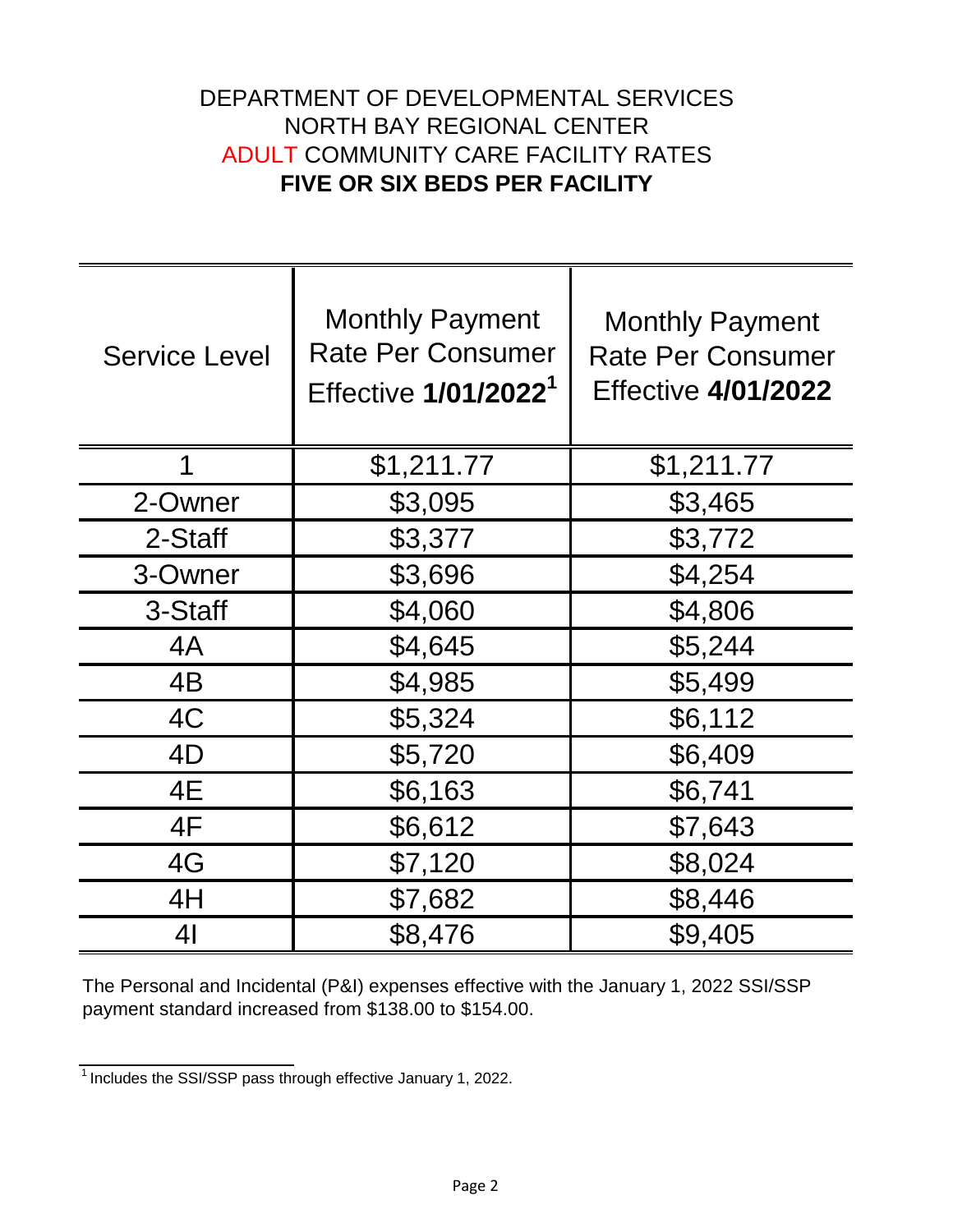DEPARTMENT OF DEVELOPMENTAL SERVICES
NORTH BAY REGIONAL CENTER
ADULT COMMUNITY CARE FACILITY RATES
**FIVE OR SIX BEDS PER FACILITY**

| Service Level | Monthly Payment Rate Per Consumer Effective **1/01/2022**[1] | Monthly Payment Rate Per Consumer Effective **4/01/2022** |
|---|---|---|
| 1 | $1,211.77 | $1,211.77 |
| 2-Owner | $3,095 | $3,465 |
| 2-Staff | $3,377 | $3,772 |
| 3-Owner | $3,696 | $4,254 |
| 3-Staff | $4,060 | $4,806 |
| 4A | $4,645 | $5,244 |
| 4B | $4,985 | $5,499 |
| 4C | $5,324 | $6,112 |
| 4D | $5,720 | $6,409 |
| 4E | $6,163 | $6,741 |
| 4F | $6,612 | $7,643 |
| 4G | $7,120 | $8,024 |
| 4H | $7,682 | $8,446 |
| 4I | $8,476 | $9,405 |

The Personal and Incidental (P&I) expenses effective with the January 1, 2022 SSI/SSP payment standard increased from $138.00 to $154.00.

[1] Includes the SSI/SSP pass through effective January 1, 2022.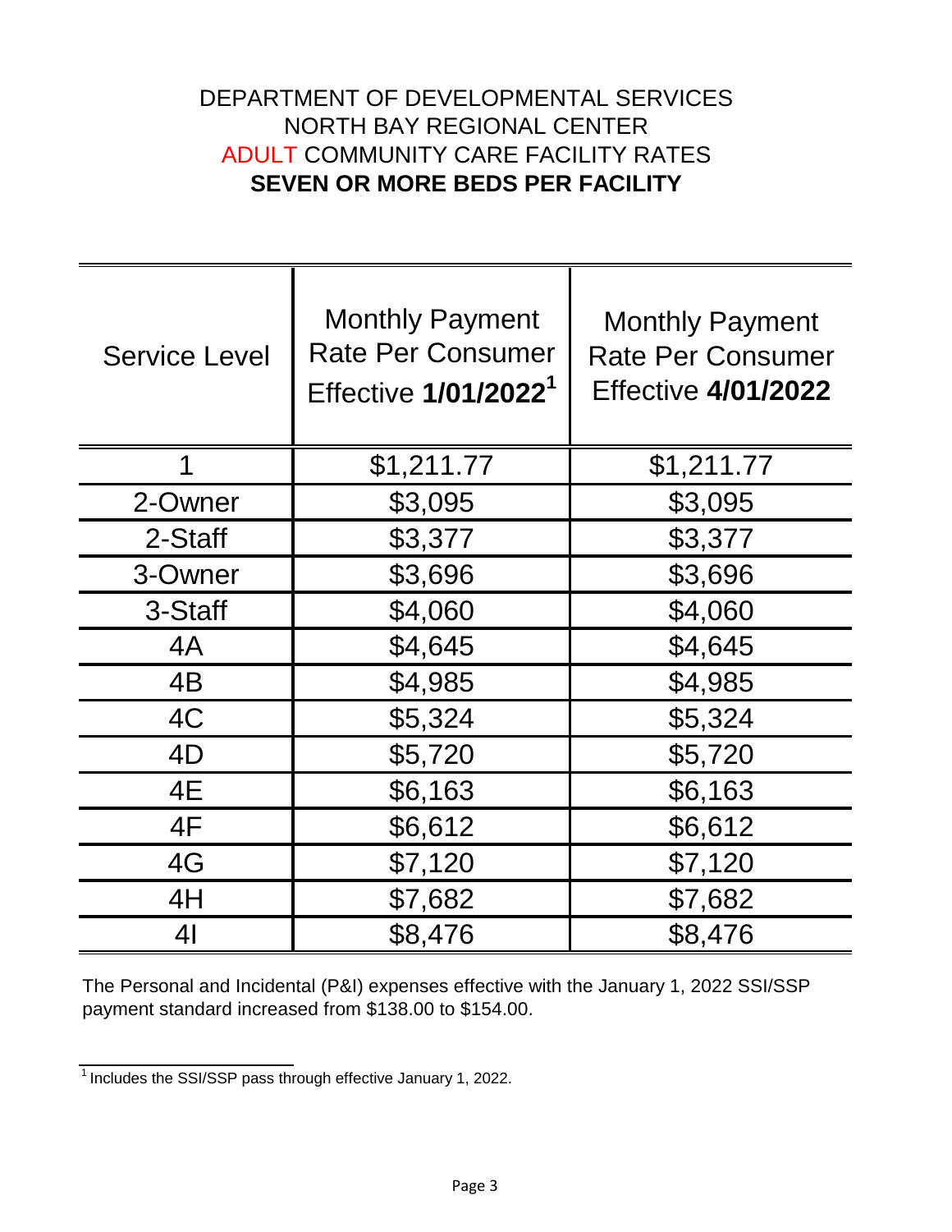DEPARTMENT OF DEVELOPMENTAL SERVICES

NORTH BAY REGIONAL CENTER

ADULT COMMUNITY CARE FACILITY RATES

**SEVEN OR MORE BEDS PER FACILITY**

| Service Level | Monthly Payment Rate Per Consumer Effective **1/01/2022**[1] | Monthly Payment Rate Per Consumer Effective **4/01/2022** |
|---|---|---|
| 1 | $1,211.77 | $1,211.77 |
| 2-Owner | $3,095 | $3,095 |
| 2-Staff | $3,377 | $3,377 |
| 3-Owner | $3,696 | $3,696 |
| 3-Staff | $4,060 | $4,060 |
| 4A | $4,645 | $4,645 |
| 4B | $4,985 | $4,985 |
| 4C | $5,324 | $5,324 |
| 4D | $5,720 | $5,720 |
| 4E | $6,163 | $6,163 |
| 4F | $6,612 | $6,612 |
| 4G | $7,120 | $7,120 |
| 4H | $7,682 | $7,682 |
| 4I | $8,476 | $8,476 |

The Personal and Incidental (P&I) expenses effective with the January 1, 2022 SSI/SSP payment standard increased from $138.00 to $154.00.

[1] Includes the SSI/SSP pass through effective January 1, 2022.